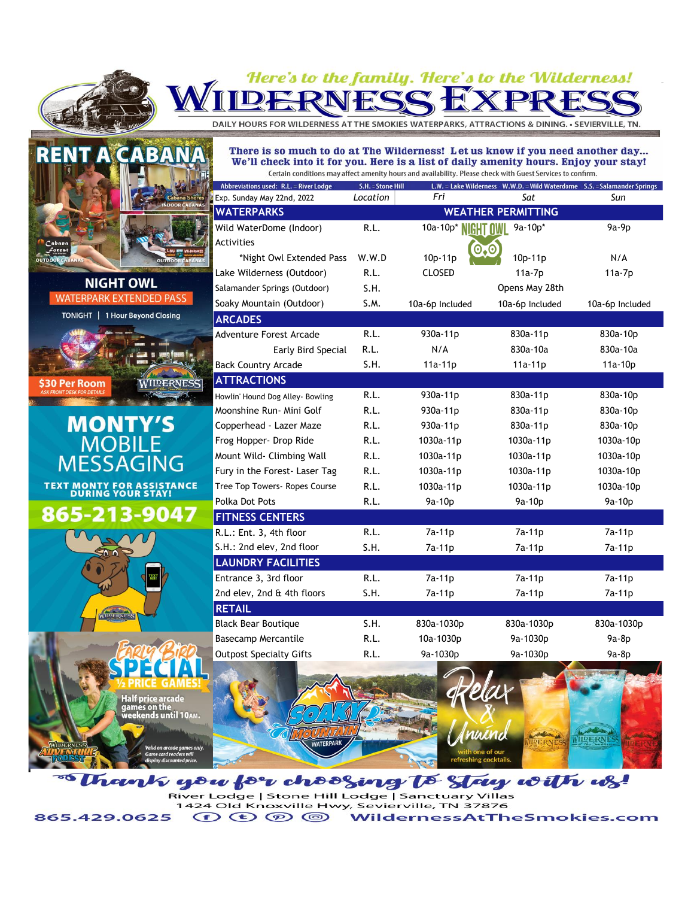Here's to the family. Here's to the Wilderness!

# WILDERNESS EXPRESS

DAILY HOURS FOR WILDERNESS AT THE SMOKIES WATERPARKS, ATTRACTIONS & DINING. • SEVIERVILLE, TN.

## RENT A CABANA

Cabana Shores INDOOR CABANAS

Cabana Forest OUTDOOR CABANAS

OUTDOOR CABANAS

## NIGHT OWL

WATERPARK EXTENDED PASS

TONIGHT | 1 Hour Beyond Closing

$30 Per Room

ASK FRONT DESK FOR DETAILS

## MONTY'S MOBILE MESSAGING

TEXT MONTY FOR ASSISTANCE DURING YOUR STAY!

865-213-9047

## EARLY BIRD SPECIAL

½ PRICE GAMES!

Half price arcade games on the weekends until 10AM.

Valid on arcade games only. Game card readers will display discounted price.

**There is so much to do at The Wilderness! Let us know if you need another day... We'll check into it for you. Here is a list of daily amenity hours. Enjoy your stay!**

Certain conditions may affect amenity hours and availability. Please check with Guest Services to confirm.

Abbreviations used: R.L. = River Lodge S.H. = Stone Hill L.W. = Lake Wilderness W.W.D. = Wild Waterdome S.S. = Salamander Springs

| Exp. Sunday May 22nd, 2022 | Location | Fri | Sat | Sun |
|---|---|---|---|---|
| **WATERPARKS** | | **WEATHER PERMITTING** | | |
| Wild WaterDome (Indoor) Activities | R.L. | 10a-10p* | 9a-10p* | 9a-9p |
| *Night Owl Extended Pass | W.W.D | 10p-11p | 10p-11p | N/A |
| Lake Wilderness (Outdoor) | R.L. | CLOSED | 11a-7p | 11a-7p |
| Salamander Springs (Outdoor) | S.H. | | Opens May 28th | |
| Soaky Mountain (Outdoor) | S.M. | 10a-6p Included | 10a-6p Included | 10a-6p Included |
| **ARCADES** | | | | |
| Adventure Forest Arcade | R.L. | 930a-11p | 830a-11p | 830a-10p |
| Early Bird Special | R.L. | N/A | 830a-10a | 830a-10a |
| Back Country Arcade | S.H. | 11a-11p | 11a-11p | 11a-10p |
| **ATTRACTIONS** | | | | |
| Howlin' Hound Dog Alley- Bowling | R.L. | 930a-11p | 830a-11p | 830a-10p |
| Moonshine Run- Mini Golf | R.L. | 930a-11p | 830a-11p | 830a-10p |
| Copperhead - Lazer Maze | R.L. | 930a-11p | 830a-11p | 830a-10p |
| Frog Hopper- Drop Ride | R.L. | 1030a-11p | 1030a-11p | 1030a-10p |
| Mount Wild- Climbing Wall | R.L. | 1030a-11p | 1030a-11p | 1030a-10p |
| Fury in the Forest- Laser Tag | R.L. | 1030a-11p | 1030a-11p | 1030a-10p |
| Tree Top Towers- Ropes Course | R.L. | 1030a-11p | 1030a-11p | 1030a-10p |
| Polka Dot Pots | R.L. | 9a-10p | 9a-10p | 9a-10p |
| **FITNESS CENTERS** | | | | |
| R.L.: Ent. 3, 4th floor | R.L. | 7a-11p | 7a-11p | 7a-11p |
| S.H.: 2nd elev, 2nd floor | S.H. | 7a-11p | 7a-11p | 7a-11p |
| **LAUNDRY FACILITIES** | | | | |
| Entrance 3, 3rd floor | R.L. | 7a-11p | 7a-11p | 7a-11p |
| 2nd elev, 2nd & 4th floors | S.H. | 7a-11p | 7a-11p | 7a-11p |
| **RETAIL** | | | | |
| Black Bear Boutique | S.H. | 830a-1030p | 830a-1030p | 830a-1030p |
| Basecamp Mercantile | R.L. | 10a-1030p | 9a-1030p | 9a-8p |
| Outpost Specialty Gifts | R.L. | 9a-1030p | 9a-1030p | 9a-8p |

SOAKY MOUNTAIN WATERPARK

Relax & Unwind with one of our refreshing cocktails.

Thank you for choosing to stay with us!

River Lodge | Stone Hill Lodge | Sanctuary Villas

1424 Old Knoxville Hwy, Sevierville, TN 37876

865.429.0625 WildernessAtTheSmokies.com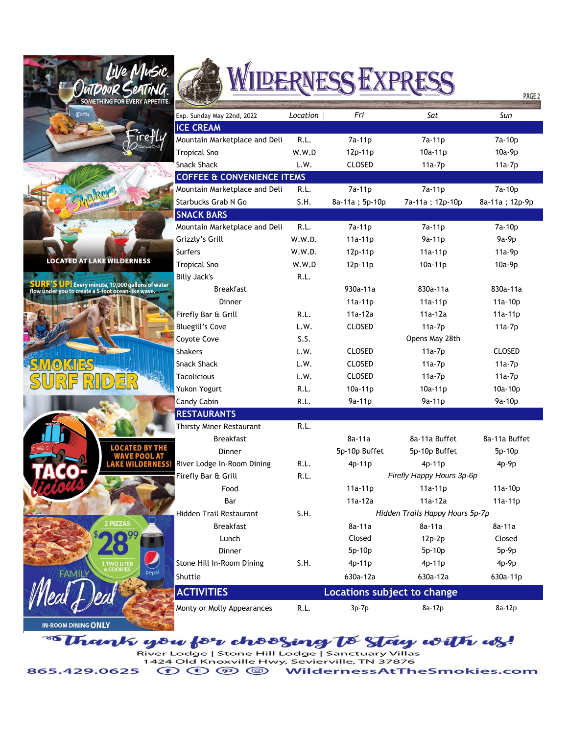# WILDERNESS EXPRESS

| Exp. Sunday May 22nd, 2022 | Location | Fri | Sat | Sun |
|---|---|---|---|---|
| **ICE CREAM** | | | | |
| Mountain Marketplace and Deli | R.L. | 7a-11p | 7a-11p | 7a-10p |
| Tropical Sno | W.W.D | 12p-11p | 10a-11p | 10a-9p |
| Snack Shack | L.W. | CLOSED | 11a-7p | 11a-7p |
| **COFFEE & CONVENIENCE ITEMS** | | | | |
| Mountain Marketplace and Deli | R.L. | 7a-11p | 7a-11p | 7a-10p |
| Starbucks Grab N Go | S.H. | 8a-11a ; 5p-10p | 7a-11a ; 12p-10p | 8a-11a ; 12p-9p |
| **SNACK BARS** | | | | |
| Mountain Marketplace and Deli | R.L. | 7a-11p | 7a-11p | 7a-10p |
| Grizzly's Grill | W.W.D. | 11a-11p | 9a-11p | 9a-9p |
| Surfers | W.W.D. | 12p-11p | 11a-11p | 11a-9p |
| Tropical Sno | W.W.D | 12p-11p | 10a-11p | 10a-9p |
| Billy Jack's | R.L. | | | |
| Breakfast | | 930a-11a | 830a-11a | 830a-11a |
| Dinner | | 11a-11p | 11a-11p | 11a-10p |
| Firefly Bar & Grill | R.L. | 11a-12a | 11a-12a | 11a-11p |
| Bluegill's Cove | L.W. | CLOSED | 11a-7p | 11a-7p |
| Coyote Cove | S.S. | | Opens May 28th | |
| Shakers | L.W. | CLOSED | 11a-7p | CLOSED |
| Snack Shack | L.W. | CLOSED | 11a-7p | 11a-7p |
| Tacolicious | L.W. | CLOSED | 11a-7p | 11a-7p |
| Yukon Yogurt | R.L. | 10a-11p | 10a-11p | 10a-10p |
| Candy Cabin | R.L. | 9a-11p | 9a-11p | 9a-10p |
| **RESTAURANTS** | | | | |
| Thirsty Miner Restaurant | R.L. | | | |
| Breakfast | | 8a-11a | 8a-11a Buffet | 8a-11a Buffet |
| Dinner | | 5p-10p Buffet | 5p-10p Buffet | 5p-10p |
| River Lodge In-Room Dining | R.L. | 4p-11p | 4p-11p | 4p-9p |
| Firefly Bar & Grill | R.L. | | *Firefly Happy Hours 3p-6p* | |
| Food | | 11a-11p | 11a-11p | 11a-10p |
| Bar | | 11a-12a | 11a-12a | 11a-11p |
| Hidden Trail Restaurant | S.H. | | *Hidden Trails Happy Hours 5p-7p* | |
| Breakfast | | 8a-11a | 8a-11a | 8a-11a |
| Lunch | | Closed | 12p-2p | Closed |
| Dinner | | 5p-10p | 5p-10p | 5p-9p |
| Stone Hill In-Room Dining | S.H. | 4p-11p | 4p-11p | 4p-9p |
| Shuttle | | 630a-12a | 630a-12a | 630a-11p |
| **ACTIVITIES** | | | **Locations subject to change** | |
| Monty or Molly Appearances | R.L. | 3p-7p | 8a-12p | 8a-12p |

Live Music. Outdoor Seating. SOMETHING FOR EVERY APPETITE. Firefly Bar and Grill

Shakers — LOCATED AT LAKE WILDERNESS

SURF'S UP! Every minute, 19,000 gallons of water flow under you to create a 5-foot ocean-like wave. SMOKIES SURF RIDER

TACO-licious — LOCATED BY THE WAVE POOL AT LAKE WILDERNESS!

FAMILY Meal Deal — 2 PIZZAS $28.99 1 TWO LITER 6 COOKIES — IN-ROOM DINING ONLY

Thank you for choosing to stay with us!

River Lodge | Stone Hill Lodge | Sanctuary Villas
1424 Old Knoxville Hwy, Sevierville, TN 37876
865.429.0625 WildernessAtTheSmokies.com